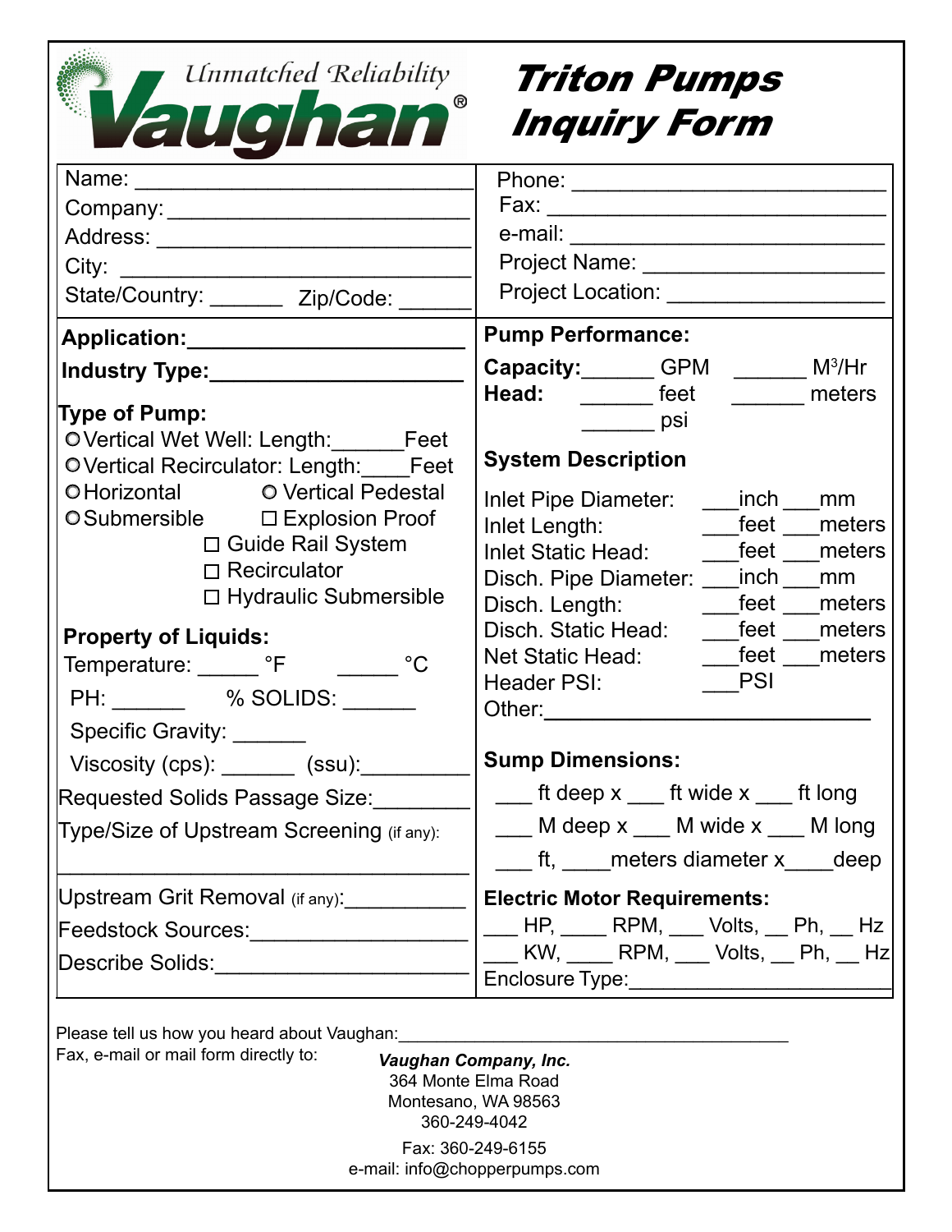Unmatched Reliability

**Vaughan®**

# *Triton Pumps Inquiry Form*

Name: ____________________________

Company: ____________________________

Address: ____________________________

City: ____________________________

State/Country: ______ Zip/Code: ______

Phone: ____________________________

Fax: ____________________________

e-mail: ____________________________

Project Name: ____________________________

Project Location: ____________________________

**Application:** ____________________________

**Industry Type:** ____________________________

**Type of Pump:**

- ○ Vertical Wet Well: Length:______Feet
- ○ Vertical Recirculator: Length:____Feet
- ○ Horizontal
- ○ Vertical Pedestal
- ○ Submersible
- ☐ Explosion Proof
- ☐ Guide Rail System
- ☐ Recirculator
- ☐ Hydraulic Submersible

**Property of Liquids:**

Temperature: _____ °F _____ °C

PH: ______ % SOLIDS: ______

Specific Gravity: ______

Viscosity (cps): ______ (ssu):_________

Requested Solids Passage Size:________

Type/Size of Upstream Screening (if any): ____________________________

Upstream Grit Removal (if any):__________

Feedstock Sources:_________________

Describe Solids:____________________

**Pump Performance:**

**Capacity:** ______ GPM ______ $M^3$/Hr

**Head:** ______ feet ______ meters

______ psi

**System Description**

Inlet Pipe Diameter: ___inch ___mm

Inlet Length: ___feet ___meters

Inlet Static Head: ___feet ___meters

Disch. Pipe Diameter: ___inch ___mm

Disch. Length: ___feet ___meters

Disch. Static Head: ___feet ___meters

Net Static Head: ___feet ___meters

Header PSI: ___PSI

Other:____________________________

**Sump Dimensions:**

___ ft deep x ___ ft wide x ___ ft long

___ M deep x ___ M wide x ___ M long

___ ft, ____meters diameter x____deep

**Electric Motor Requirements:**

___ HP, ____ RPM, ___ Volts, __ Ph, __ Hz

___ KW, ____ RPM, ___ Volts, __ Ph, __ Hz

Enclosure Type:____________________

Please tell us how you heard about Vaughan:________________________________________

Fax, e-mail or mail form directly to:

***Vaughan Company, Inc.***
364 Monte Elma Road
Montesano, WA 98563
360-249-4042

Fax: 360-249-6155
e-mail: info@chopperpumps.com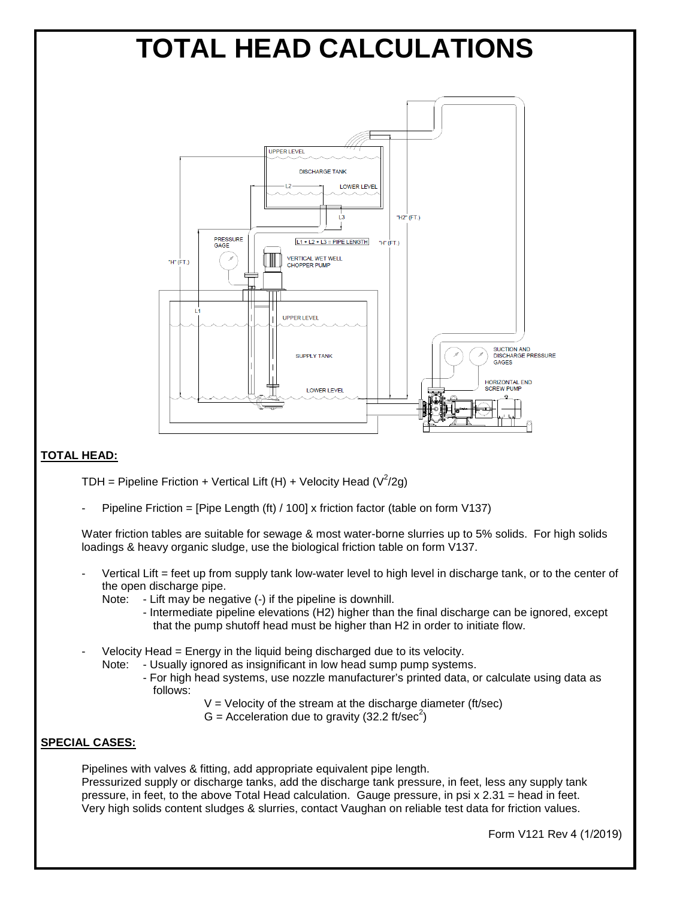# TOTAL HEAD CALCULATIONS

UPPER LEVEL

DISCHARGE TANK

L2

LOWER LEVEL

L3

"H2" (FT.)

PRESSURE GAGE

L1 + L2 + L3 = PIPE LENGTH

"H" (FT.)

"H" (FT.)

VERTICAL WET WELL CHOPPER PUMP

L1

UPPER LEVEL

SUPPLY TANK

LOWER LEVEL

SUCTION AND DISCHARGE PRESSURE GAGES

HORIZONTAL END SCREW PUMP

**TOTAL HEAD:**

TDH = Pipeline Friction + Vertical Lift (H) + Velocity Head ($V^2/2g$)

- Pipeline Friction = [Pipe Length (ft) / 100] x friction factor (table on form V137)

Water friction tables are suitable for sewage & most water-borne slurries up to 5% solids. For high solids loadings & heavy organic sludge, use the biological friction table on form V137.

- Vertical Lift = feet up from supply tank low-water level to high level in discharge tank, or to the center of the open discharge pipe.
  Note: - Lift may be negative (-) if the pipeline is downhill.
  - Intermediate pipeline elevations (H2) higher than the final discharge can be ignored, except that the pump shutoff head must be higher than H2 in order to initiate flow.

- Velocity Head = Energy in the liquid being discharged due to its velocity.
  Note: - Usually ignored as insignificant in low head sump pump systems.
  - For high head systems, use nozzle manufacturer's printed data, or calculate using data as follows:

    V = Velocity of the stream at the discharge diameter (ft/sec)
    G = Acceleration due to gravity (32.2 ft/sec$^2$)

**SPECIAL CASES:**

Pipelines with valves & fitting, add appropriate equivalent pipe length.
Pressurized supply or discharge tanks, add the discharge tank pressure, in feet, less any supply tank pressure, in feet, to the above Total Head calculation. Gauge pressure, in psi x 2.31 = head in feet.
Very high solids content sludges & slurries, contact Vaughan on reliable test data for friction values.

Form V121 Rev 4 (1/2019)